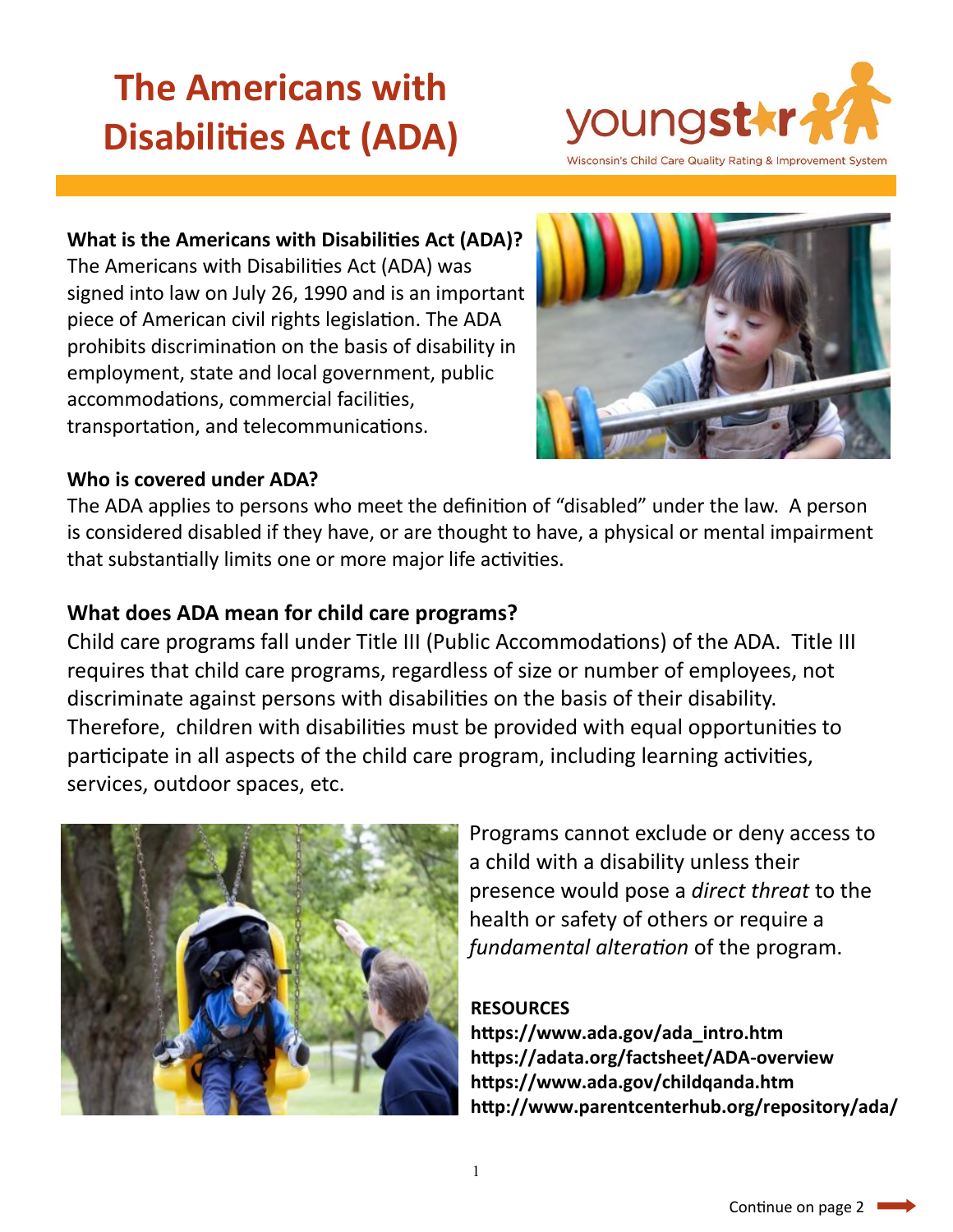# The Americans with Disabilities Act (ADA)

youngstar
Wisconsin's Child Care Quality Rating & Improvement System

**What is the Americans with Disabilities Act (ADA)?**
The Americans with Disabilities Act (ADA) was signed into law on July 26, 1990 and is an important piece of American civil rights legislation. The ADA prohibits discrimination on the basis of disability in employment, state and local government, public accommodations, commercial facilities, transportation, and telecommunications.

**Who is covered under ADA?**
The ADA applies to persons who meet the definition of "disabled" under the law. A person is considered disabled if they have, or are thought to have, a physical or mental impairment that substantially limits one or more major life activities.

## What does ADA mean for child care programs?

Child care programs fall under Title III (Public Accommodations) of the ADA. Title III requires that child care programs, regardless of size or number of employees, not discriminate against persons with disabilities on the basis of their disability. Therefore, children with disabilities must be provided with equal opportunities to participate in all aspects of the child care program, including learning activities, services, outdoor spaces, etc.

Programs cannot exclude or deny access to a child with a disability unless their presence would pose a *direct threat* to the health or safety of others or require a *fundamental alteration* of the program.

**RESOURCES**
**https://www.ada.gov/ada_intro.htm**
**https://adata.org/factsheet/ADA-overview**
**https://www.ada.gov/childqanda.htm**
**http://www.parentcenterhub.org/repository/ada/**

Continue on page 2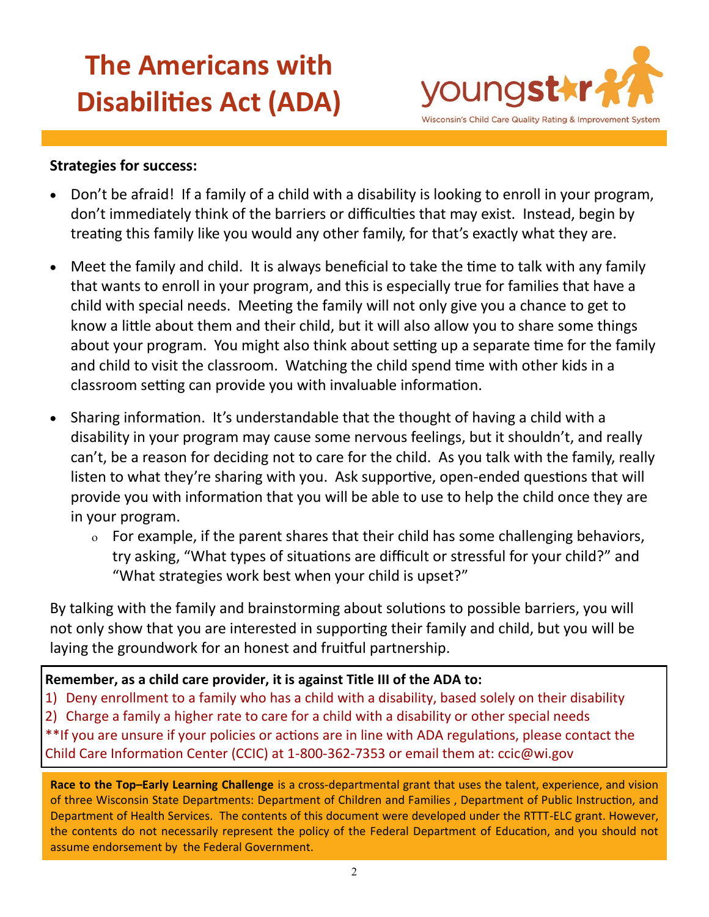# The Americans with Disabilities Act (ADA)

youngstar
Wisconsin's Child Care Quality Rating & Improvement System

**Strategies for success:**

- Don't be afraid! If a family of a child with a disability is looking to enroll in your program, don't immediately think of the barriers or difficulties that may exist. Instead, begin by treating this family like you would any other family, for that's exactly what they are.
- Meet the family and child. It is always beneficial to take the time to talk with any family that wants to enroll in your program, and this is especially true for families that have a child with special needs. Meeting the family will not only give you a chance to get to know a little about them and their child, but it will also allow you to share some things about your program. You might also think about setting up a separate time for the family and child to visit the classroom. Watching the child spend time with other kids in a classroom setting can provide you with invaluable information.
- Sharing information. It's understandable that the thought of having a child with a disability in your program may cause some nervous feelings, but it shouldn't, and really can't, be a reason for deciding not to care for the child. As you talk with the family, really listen to what they're sharing with you. Ask supportive, open-ended questions that will provide you with information that you will be able to use to help the child once they are in your program.
    - For example, if the parent shares that their child has some challenging behaviors, try asking, "What types of situations are difficult or stressful for your child?" and "What strategies work best when your child is upset?"

By talking with the family and brainstorming about solutions to possible barriers, you will not only show that you are interested in supporting their family and child, but you will be laying the groundwork for an honest and fruitful partnership.

**Remember, as a child care provider, it is against Title III of the ADA to:**

1) Deny enrollment to a family who has a child with a disability, based solely on their disability
2) Charge a family a higher rate to care for a child with a disability or other special needs

**If you are unsure if your policies or actions are in line with ADA regulations, please contact the Child Care Information Center (CCIC) at 1-800-362-7353 or email them at: ccic@wi.gov

**Race to the Top–Early Learning Challenge** is a cross-departmental grant that uses the talent, experience, and vision of three Wisconsin State Departments: Department of Children and Families , Department of Public Instruction, and Department of Health Services. The contents of this document were developed under the RTTT-ELC grant. However, the contents do not necessarily represent the policy of the Federal Department of Education, and you should not assume endorsement by the Federal Government.